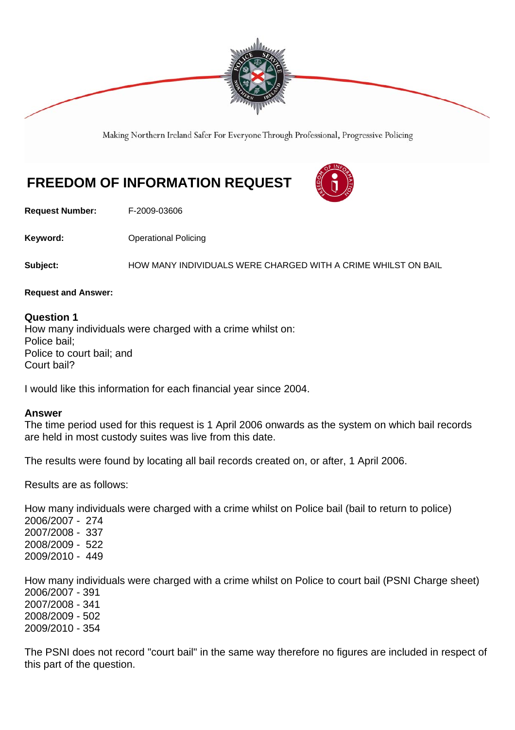Making Northern Ireland Safer For Everyone Through Professional, Progressive Policing

# FREEDOM OF INFORMATION REQUEST

**Request Number:** F-2009-03606

**Keyword:** Operational Policing

**Subject:** HOW MANY INDIVIDUALS WERE CHARGED WITH A CRIME WHILST ON BAIL

**Request and Answer:**

**Question 1**
How many individuals were charged with a crime whilst on:
Police bail;
Police to court bail; and
Court bail?

I would like this information for each financial year since 2004.

**Answer**
The time period used for this request is 1 April 2006 onwards as the system on which bail records are held in most custody suites was live from this date.

The results were found by locating all bail records created on, or after, 1 April 2006.

Results are as follows:

How many individuals were charged with a crime whilst on Police bail (bail to return to police)
2006/2007 - 274
2007/2008 - 337
2008/2009 - 522
2009/2010 - 449

How many individuals were charged with a crime whilst on Police to court bail (PSNI Charge sheet)
2006/2007 - 391
2007/2008 - 341
2008/2009 - 502
2009/2010 - 354

The PSNI does not record "court bail" in the same way therefore no figures are included in respect of this part of the question.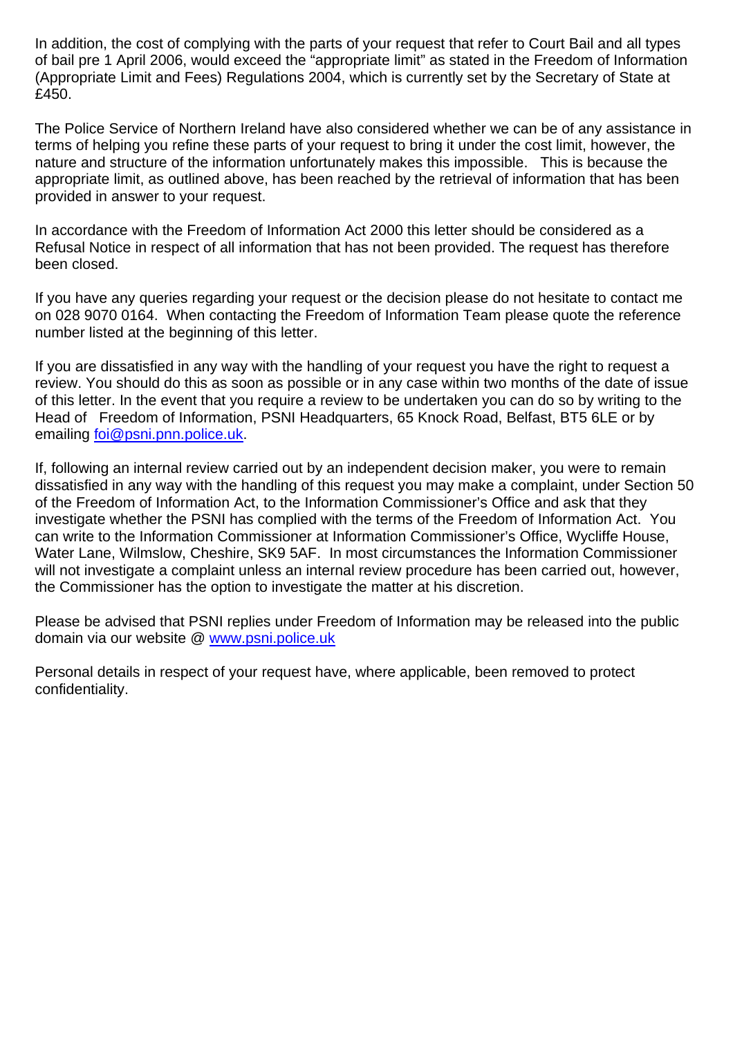In addition, the cost of complying with the parts of your request that refer to Court Bail and all types of bail pre 1 April 2006, would exceed the "appropriate limit" as stated in the Freedom of Information (Appropriate Limit and Fees) Regulations 2004, which is currently set by the Secretary of State at £450.

The Police Service of Northern Ireland have also considered whether we can be of any assistance in terms of helping you refine these parts of your request to bring it under the cost limit, however, the nature and structure of the information unfortunately makes this impossible. This is because the appropriate limit, as outlined above, has been reached by the retrieval of information that has been provided in answer to your request.

In accordance with the Freedom of Information Act 2000 this letter should be considered as a Refusal Notice in respect of all information that has not been provided. The request has therefore been closed.

If you have any queries regarding your request or the decision please do not hesitate to contact me on 028 9070 0164. When contacting the Freedom of Information Team please quote the reference number listed at the beginning of this letter.

If you are dissatisfied in any way with the handling of your request you have the right to request a review. You should do this as soon as possible or in any case within two months of the date of issue of this letter. In the event that you require a review to be undertaken you can do so by writing to the Head of Freedom of Information, PSNI Headquarters, 65 Knock Road, Belfast, BT5 6LE or by emailing foi@psni.pnn.police.uk.

If, following an internal review carried out by an independent decision maker, you were to remain dissatisfied in any way with the handling of this request you may make a complaint, under Section 50 of the Freedom of Information Act, to the Information Commissioner's Office and ask that they investigate whether the PSNI has complied with the terms of the Freedom of Information Act. You can write to the Information Commissioner at Information Commissioner's Office, Wycliffe House, Water Lane, Wilmslow, Cheshire, SK9 5AF. In most circumstances the Information Commissioner will not investigate a complaint unless an internal review procedure has been carried out, however, the Commissioner has the option to investigate the matter at his discretion.

Please be advised that PSNI replies under Freedom of Information may be released into the public domain via our website @ www.psni.police.uk

Personal details in respect of your request have, where applicable, been removed to protect confidentiality.